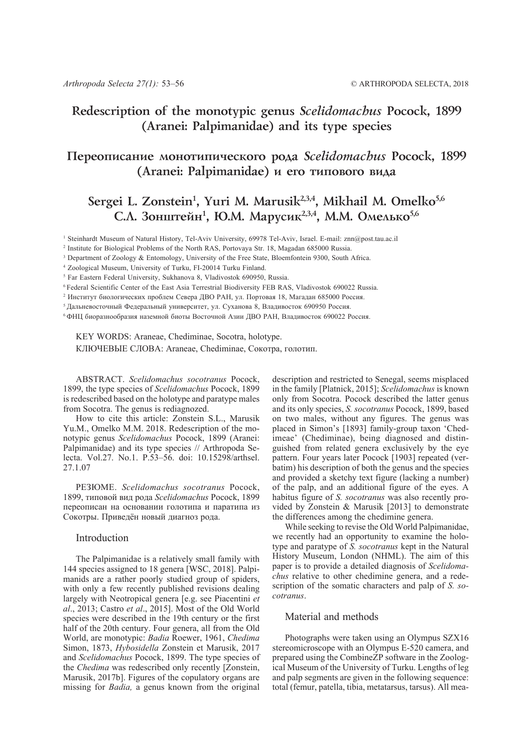# Redescription of the monotypic genus *Scelidomachus* Pocock, 1899 (Aranei: Palpimanidae) and its type species

# Переописание монотипического рода *Scelidomachus* Pocock, 1899 (Aranei: Palpimanidae) и его типового вида

## Sergei L. Zonstein[1], Yuri M. Marusik[2,3,4], Mikhail M. Omelko[5,6]
## С.Л. Зонштейн[1], Ю.М. Марусик[2,3,4], М.М. Омелько[5,6]

[1] Steinhardt Museum of Natural History, Tel-Aviv University, 69978 Tel-Aviv, Israel. E-mail: znn@post.tau.ac.il
[2] Institute for Biological Problems of the North RAS, Portovaya Str. 18, Magadan 685000 Russia.
[3] Department of Zoology & Entomology, University of the Free State, Bloemfontein 9300, South Africa.
[4] Zoological Museum, University of Turku, FI-20014 Turku Finland.
[5] Far Eastern Federal University, Sukhanova 8, Vladivostok 690950, Russia.
[6] Federal Scientific Center of the East Asia Terrestrial Biodiversity FEB RAS, Vladivostok 690022 Russia.
[2] Институт биологических проблем Севера ДВО РАН, ул. Портовая 18, Магадан 685000 Россия.
[5] Дальневосточный Федеральный университет, ул. Суханова 8, Владивосток 690950 Россия.
[6] ФНЦ биоразнообразия наземной биоты Восточной Азии ДВО РАН, Владивосток 690022 Россия.

KEY WORDS: Araneae, Chediminae, Socotra, holotype.

КЛЮЧЕВЫЕ СЛОВА: Araneae, Chediminae, Сокотра, голотип.

ABSTRACT. *Scelidomachus socotranus* Pocock, 1899, the type species of *Scelidomachus* Pocock, 1899 is redescribed based on the holotype and paratype males from Socotra. The genus is rediagnozed.

How to cite this article: Zonstein S.L., Marusik Yu.M., Omelko M.M. 2018. Redescription of the monotypic genus *Scelidomachus* Pocock, 1899 (Aranei: Palpimanidae) and its type species // Arthropoda Selecta. Vol.27. No.1. P.53–56. doi: 10.15298/arthsel. 27.1.07

РЕЗЮМЕ. *Scelidomachus socotranus* Pocock, 1899, типовой вид рода *Scelidomachus* Pocock, 1899 переописан на основании голотипа и паратипа из Сокотры. Приведён новый диагноз рода.

## Introduction

The Palpimanidae is a relatively small family with 144 species assigned to 18 genera [WSC, 2018]. Palpimanids are a rather poorly studied group of spiders, with only a few recently published revisions dealing largely with Neotropical genera [e.g. see Piacentini *et al*., 2013; Castro *et al*., 2015]. Most of the Old World species were described in the 19th century or the first half of the 20th century. Four genera, all from the Old World, are monotypic: *Badia* Roewer, 1961, *Chedima* Simon, 1873, *Hybosidella* Zonstein et Marusik, 2017 and *Scelidomachus* Pocock, 1899. The type species of the *Chedima* was redescribed only recently [Zonstein, Marusik, 2017b]. Figures of the copulatory organs are missing for *Badia,* a genus known from the original description and restricted to Senegal, seems misplaced in the family [Platnick, 2015]; *Scelidomachus* is known only from Socotra. Pocock described the latter genus and its only species, *S. socotranus* Pocock, 1899, based on two males, without any figures. The genus was placed in Simon's [1893] family-group taxon 'Chedimeae' (Chediminae), being diagnosed and distinguished from related genera exclusively by the eye pattern. Four years later Pocock [1903] repeated (verbatim) his description of both the genus and the species and provided a sketchy text figure (lacking a number) of the palp, and an additional figure of the eyes. A habitus figure of *S. socotranus* was also recently provided by Zonstein & Marusik [2013] to demonstrate the differences among the chedimine genera.

While seeking to revise the Old World Palpimanidae, we recently had an opportunity to examine the holotype and paratype of *S. socotranus* kept in the Natural History Museum, London (NHML). The aim of this paper is to provide a detailed diagnosis of *Scelidomachus* relative to other chedimine genera, and a redescription of the somatic characters and palp of *S. socotranus*.

## Material and methods

Photographs were taken using an Olympus SZX16 stereomicroscope with an Olympus E-520 camera, and prepared using the CombineZP software in the Zoological Museum of the University of Turku. Lengths of leg and palp segments are given in the following sequence: total (femur, patella, tibia, metatarsus, tarsus). All mea-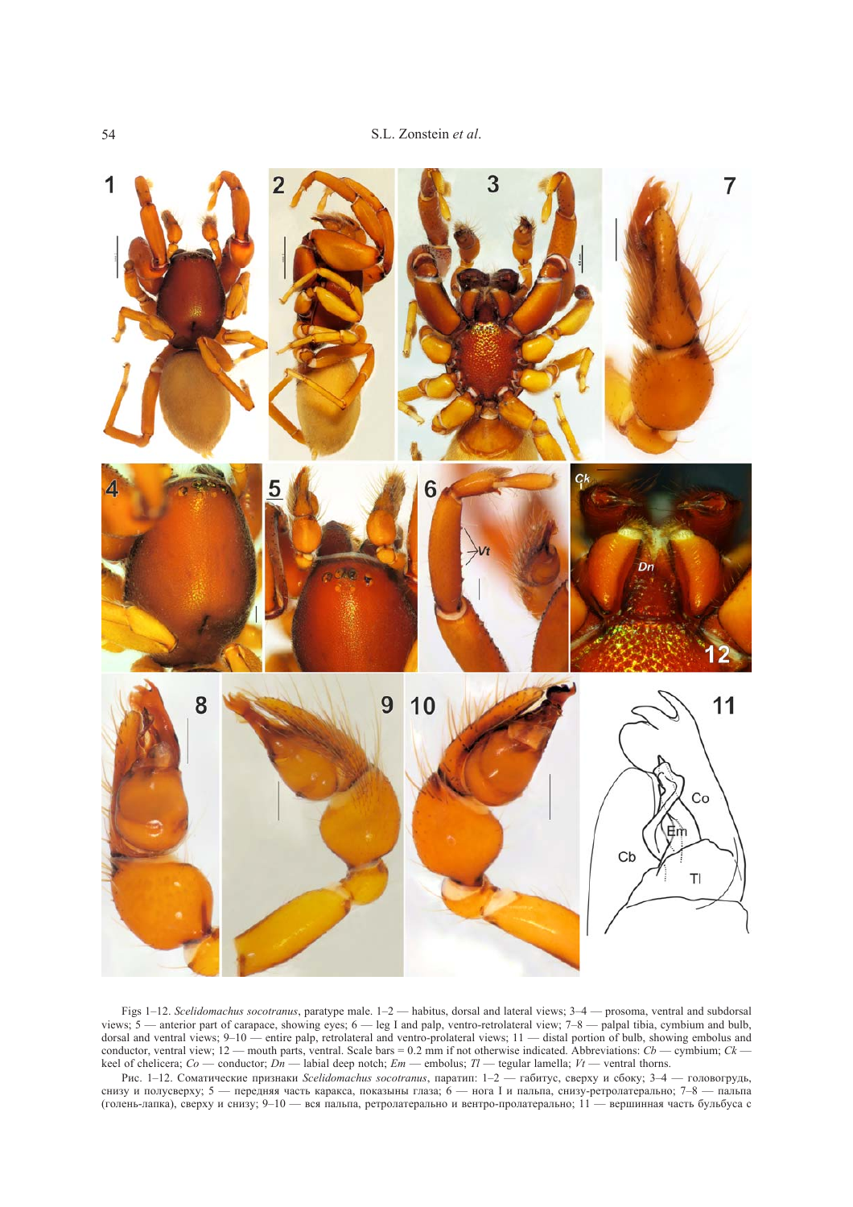Figs 1–12. *Scelidomachus socotranus*, paratype male. 1–2 — habitus, dorsal and lateral views; 3–4 — prosoma, ventral and subdorsal views; 5 — anterior part of carapace, showing eyes; 6 — leg I and palp, ventro-retrolateral view; 7–8 — palpal tibia, cymbium and bulb, dorsal and ventral views; 9–10 — entire palp, retrolateral and ventro-prolateral views; 11 — distal portion of bulb, showing embolus and conductor, ventral view; 12 — mouth parts, ventral. Scale bars = 0.2 mm if not otherwise indicated. Abbreviations: *Cb* — cymbium; *Ck* — keel of chelicera; *Co* — conductor; *Dn* — labial deep notch; *Em* — embolus; *Tl* — tegular lamella; *Vt* — ventral thorns.

Рис. 1–12. Соматические признаки *Scelidomachus socotranus*, паратип: 1–2 — габитус, сверху и сбоку; 3–4 — головогрудь, снизу и полусверху; 5 — передняя часть каракса, показыны глаза; 6 — нога I и пальпа, снизу-ретролатерально; 7–8 — пальпа (голень-лапка), сверху и снизу; 9–10 — вся пальпа, ретролатерально и вентро-пролатерально; 11 — вершинная часть бульбуса с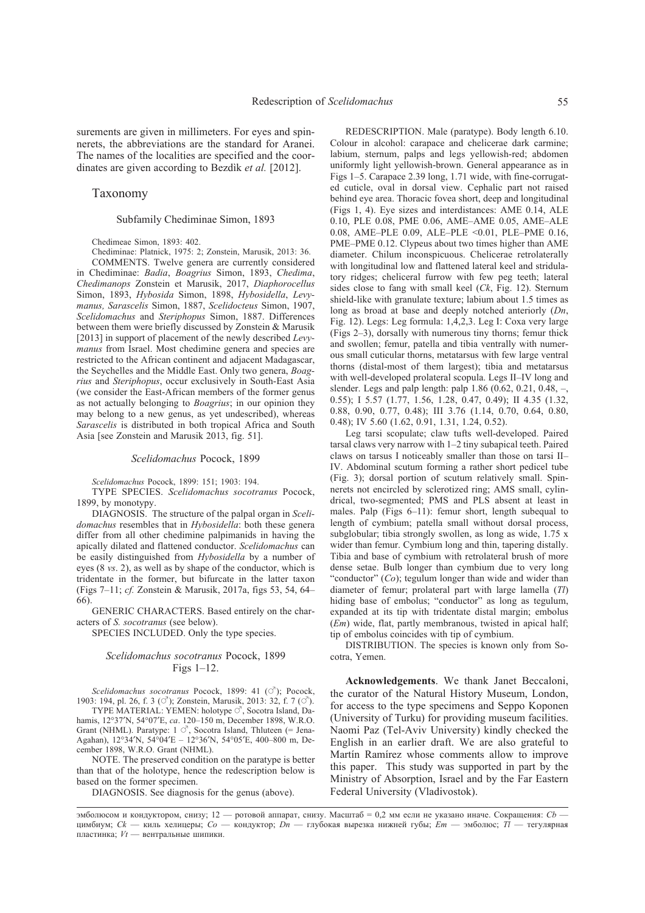surements are given in millimeters. For eyes and spinnerets, the abbreviations are the standard for Aranei. The names of the localities are specified and the coordinates are given according to Bezdík *et al.* [2012].

## Taxonomy

### Subfamily Chediminae Simon, 1893

Chedimeae Simon, 1893: 402.

Chediminae: Platnick, 1975: 2; Zonstein, Marusik, 2013: 36.

COMMENTS. Twelve genera are currently considered in Chediminae: *Badia*, *Boagrius* Simon, 1893, *Chedima*, *Chedimanops* Zonstein et Marusik, 2017, *Diaphorocellus* Simon, 1893, *Hybosida* Simon, 1898, *Hybosidella*, *Levymanus, Sarascelis* Simon, 1887, *Scelidocteus* Simon, 1907, *Scelidomachus* and *Steriphopus* Simon, 1887. Differences between them were briefly discussed by Zonstein & Marusik [2013] in support of placement of the newly described *Levymanus* from Israel. Most chedimine genera and species are restricted to the African continent and adjacent Madagascar, the Seychelles and the Middle East. Only two genera, *Boagrius* and *Steriphopus*, occur exclusively in South-East Asia (we consider the East-African members of the former genus as not actually belonging to *Boagrius*; in our opinion they may belong to a new genus, as yet undescribed), whereas *Sarascelis* is distributed in both tropical Africa and South Asia [see Zonstein and Marusik 2013, fig. 51].

### *Scelidomachus* Pocock, 1899

*Scelidomachus* Pocock, 1899: 151; 1903: 194.

TYPE SPECIES. *Scelidomachus socotranus* Pocock, 1899, by monotypy.

DIAGNOSIS. The structure of the palpal organ in *Scelidomachus* resembles that in *Hybosidella*: both these genera differ from all other chedimine palpimanids in having the apically dilated and flattened conductor. *Scelidomachus* can be easily distinguished from *Hybosidella* by a number of eyes (8 *vs*. 2), as well as by shape of the conductor, which is tridentate in the former, but bifurcate in the latter taxon (Figs 7–11; *cf.* Zonstein & Marusik, 2017a, figs 53, 54, 64–66).

GENERIC CHARACTERS. Based entirely on the characters of *S. socotranus* (see below).

SPECIES INCLUDED. Only the type species.

### *Scelidomachus socotranus* Pocock, 1899
Figs 1–12.

*Scelidomachus socotranus* Pocock, 1899: 41 (♂); Pocock, 1903: 194, pl. 26, f. 3 (♂); Zonstein, Marusik, 2013: 32, f. 7 (♂).

TYPE MATERIAL: YEMEN: holotype ♂, Socotra Island, Dahamis, 12°37′N, 54°07′E, *ca*. 120–150 m, December 1898, W.R.O. Grant (NHML). Paratype: 1 ♂, Socotra Island, Thluteen (= Jena-Agahan), 12°34′N, 54°04′E – 12°36′N, 54°05′E, 400–800 m, December 1898, W.R.O. Grant (NHML).

NOTE. The preserved condition on the paratype is better than that of the holotype, hence the redescription below is based on the former specimen.

DIAGNOSIS. See diagnosis for the genus (above).

REDESCRIPTION. Male (paratype). Body length 6.10. Colour in alcohol: carapace and chelicerae dark carmine; labium, sternum, palps and legs yellowish-red; abdomen uniformly light yellowish-brown. General appearance as in Figs 1–5. Carapace 2.39 long, 1.71 wide, with fine-corrugated cuticle, oval in dorsal view. Cephalic part not raised behind eye area. Thoracic fovea short, deep and longitudinal (Figs 1, 4). Eye sizes and interdistances: AME 0.14, ALE 0.10, PLE 0.08, PME 0.06, AME–AME 0.05, AME–ALE 0.08, AME–PLE 0.09, ALE–PLE <0.01, PLE–PME 0.16, PME–PME 0.12. Clypeus about two times higher than AME diameter. Chilum inconspicuous. Chelicerae retrolaterally with longitudinal low and flattened lateral keel and stridulatory ridges; cheliceral furrow with few peg teeth; lateral sides close to fang with small keel (*Ck*, Fig. 12). Sternum shield-like with granulate texture; labium about 1.5 times as long as broad at base and deeply notched anteriorly (*Dn*, Fig. 12). Legs: Leg formula: 1,4,2,3. Leg I: Coxa very large (Figs 2–3), dorsally with numerous tiny thorns; femur thick and swollen; femur, patella and tibia ventrally with numerous small cuticular thorns, metatarsus with few large ventral thorns (distal-most of them largest); tibia and metatarsus with well-developed prolateral scopula. Legs II–IV long and slender. Legs and palp length: palp 1.86 (0.62, 0.21, 0.48, –, 0.55); I 5.57 (1.77, 1.56, 1.28, 0.47, 0.49); II 4.35 (1.32, 0.88, 0.90, 0.77, 0.48); III 3.76 (1.14, 0.70, 0.64, 0.80, 0.48); IV 5.60 (1.62, 0.91, 1.31, 1.24, 0.52).

Leg tarsi scopulate; claw tufts well-developed. Paired tarsal claws very narrow with 1–2 tiny subapical teeth. Paired claws on tarsus I noticeably smaller than those on tarsi II–IV. Abdominal scutum forming a rather short pedicel tube (Fig. 3); dorsal portion of scutum relatively small. Spinnerets not encircled by sclerotized ring; AMS small, cylindrical, two-segmented; PMS and PLS absent at least in males. Palp (Figs 6–11): femur short, length subequal to length of cymbium; patella small without dorsal process, subglobular; tibia strongly swollen, as long as wide, 1.75 x wider than femur. Cymbium long and thin, tapering distally. Tibia and base of cymbium with retrolateral brush of more dense setae. Bulb longer than cymbium due to very long "conductor" (*Co*); tegulum longer than wide and wider than diameter of femur; prolateral part with large lamella (*Tl*) hiding base of embolus; "conductor" as long as tegulum, expanded at its tip with tridentate distal margin; embolus (*Em*) wide, flat, partly membranous, twisted in apical half; tip of embolus coincides with tip of cymbium.

DISTRIBUTION. The species is known only from Socotra, Yemen.

**Acknowledgements**. We thank Janet Beccaloni, the curator of the Natural History Museum, London, for access to the type specimens and Seppo Koponen (University of Turku) for providing museum facilities. Naomi Paz (Tel-Aviv University) kindly checked the English in an earlier draft. We are also grateful to Martín Ramírez whose comments allow to improve this paper. This study was supported in part by the Ministry of Absorption, Israel and by the Far Eastern Federal University (Vladivostok).

эмболюсом и кондуктором, снизу; 12 — ротовой аппарат, снизу. Масштаб = 0,2 мм если не указано иначе. Сокращения: *Cb* — цимбиум; *Ck* — киль хелицеры; *Co* — кондуктор; *Dn* — глубокая вырезка нижней губы; *Em* — эмболюс; *Tl* — тегулярная пластинка; *Vt* — вентральные шипики.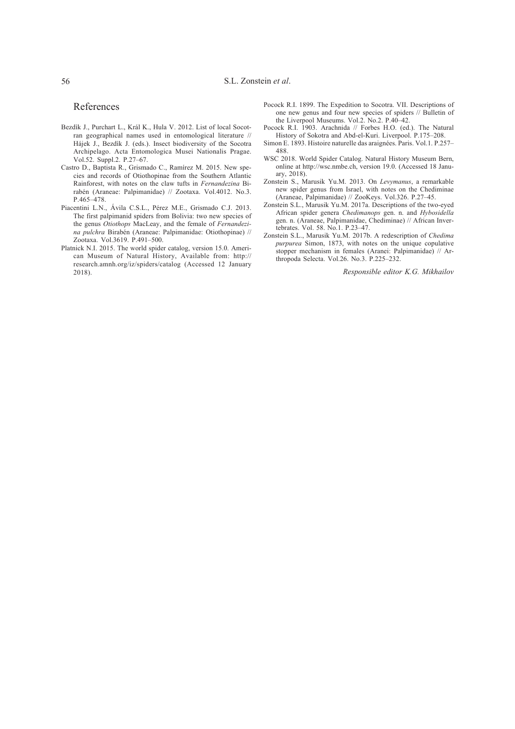## References

Bezdík J., Purchart L., Král K., Hula V. 2012. List of local Socotran geographical names used in entomological literature // Hájek J., Bezdík J. (eds.). Insect biodiversity of the Socotra Archipelago. Acta Entomologica Musei Nationalis Pragae. Vol.52. Suppl.2. P.27–67.

Castro D., Baptista R., Grismado C., Ramírez M. 2015. New species and records of Otiothopinae from the Southern Atlantic Rainforest, with notes on the claw tufts in *Fernandezina* Birabén (Araneae: Palpimanidae) // Zootaxa. Vol.4012. No.3. P.465–478.

Piacentini L.N., Ávila C.S.L., Pérez M.E., Grismado C.J. 2013. The first palpimanid spiders from Bolivia: two new species of the genus *Otiothops* MacLeay, and the female of *Fernandezina pulchra* Birabén (Araneae: Palpimanidae: Otiothopinae) // Zootaxa. Vol.3619. P.491–500.

Platnick N.I. 2015. The world spider catalog, version 15.0. American Museum of Natural History, Available from: http://research.amnh.org/iz/spiders/catalog (Accessed 12 January 2018).

Pocock R.I. 1899. The Expedition to Socotra. VII. Descriptions of one new genus and four new species of spiders // Bulletin of the Liverpool Museums. Vol.2. No.2. P.40–42.

Pocock R.I. 1903. Arachnida // Forbes H.O. (ed.). The Natural History of Sokotra and Abd-el-Kuri. Liverpool. P.175–208.

Simon E. 1893. Histoire naturelle das araignées. Paris. Vol.1. P.257–488.

WSC 2018. World Spider Catalog. Natural History Museum Bern, online at http://wsc.nmbe.ch, version 19.0. (Accessed 18 January, 2018).

Zonstein S., Marusik Yu.M. 2013. On *Levymanus*, a remarkable new spider genus from Israel, with notes on the Chediminae (Araneae, Palpimanidae) // ZooKeys. Vol.326. P.27–45.

Zonstein S.L., Marusik Yu.M. 2017a. Descriptions of the two-eyed African spider genera *Chedimanops* gen. n. and *Hybosidella* gen. n. (Araneae, Palpimanidae, Chediminae) // African Invertebrates. Vol. 58. No.1. P.23–47.

Zonstein S.L., Marusik Yu.M. 2017b. A redescription of *Chedima purpurea* Simon, 1873, with notes on the unique copulative stopper mechanism in females (Aranei: Palpimanidae) // Arthropoda Selecta. Vol.26. No.3. P.225–232.

*Responsible editor K.G. Mikhailov*